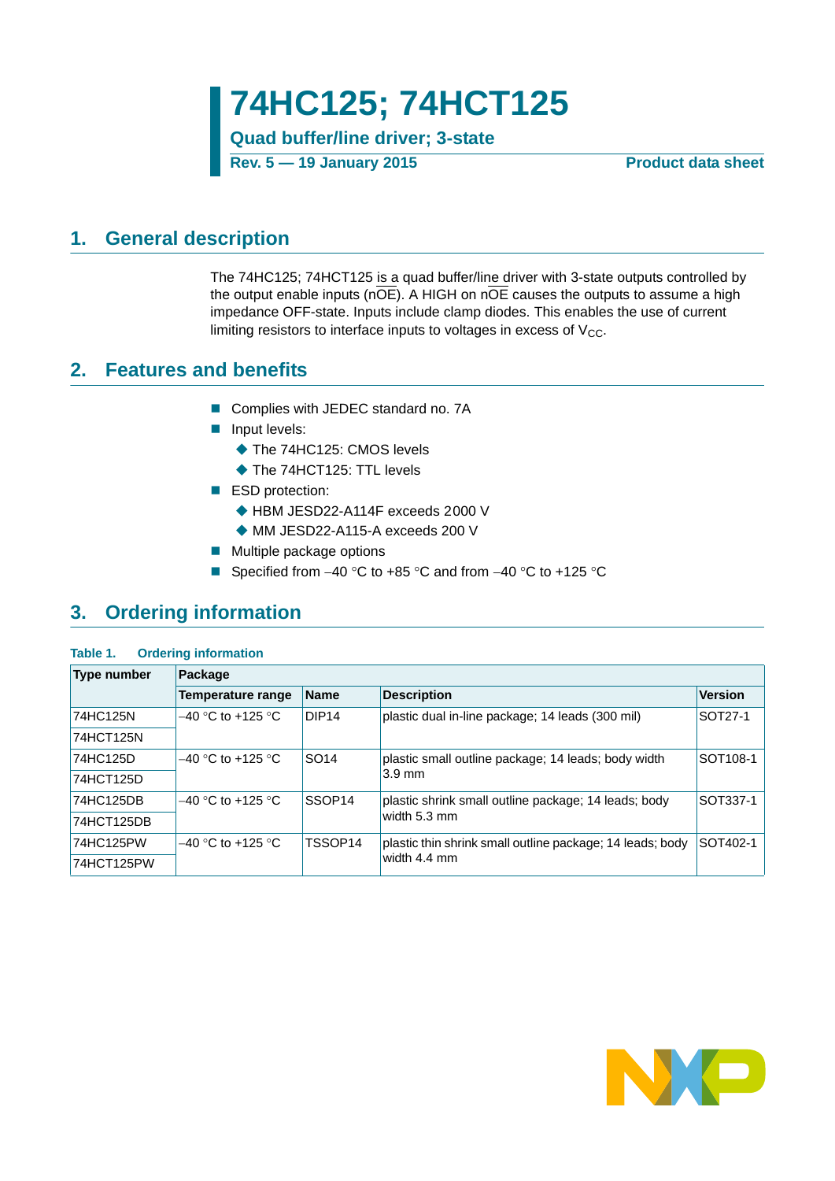# 74HC125; 74HCT125

**Quad buffer/line driver; 3-state**

**Rev. 5 — 19 January 2015** **Product data sheet**

## 1. General description

The 74HC125; 74HCT125 is a quad buffer/line driver with 3-state outputs controlled by the output enable inputs ($n\overline{OE}$). A HIGH on $n\overline{OE}$ causes the outputs to assume a high impedance OFF-state. Inputs include clamp diodes. This enables the use of current limiting resistors to interface inputs to voltages in excess of $V_{CC}$.

## 2. Features and benefits

- Complies with JEDEC standard no. 7A
- Input levels:
  - The 74HC125: CMOS levels
  - The 74HCT125: TTL levels
- ESD protection:
  - HBM JESD22-A114F exceeds 2000 V
  - MM JESD22-A115-A exceeds 200 V
- Multiple package options
- Specified from –40 °C to +85 °C and from –40 °C to +125 °C

## 3. Ordering information

**Table 1. Ordering information**

| Type number | Package | | | |
|---|---|---|---|---|
| | Temperature range | Name | Description | Version |
| 74HC125N | –40 °C to +125 °C | DIP14 | plastic dual in-line package; 14 leads (300 mil) | SOT27-1 |
| 74HCT125N | | | | |
| 74HC125D | –40 °C to +125 °C | SO14 | plastic small outline package; 14 leads; body width 3.9 mm | SOT108-1 |
| 74HCT125D | | | | |
| 74HC125DB | –40 °C to +125 °C | SSOP14 | plastic shrink small outline package; 14 leads; body width 5.3 mm | SOT337-1 |
| 74HCT125DB | | | | |
| 74HC125PW | –40 °C to +125 °C | TSSOP14 | plastic thin shrink small outline package; 14 leads; body width 4.4 mm | SOT402-1 |
| 74HCT125PW | | | | |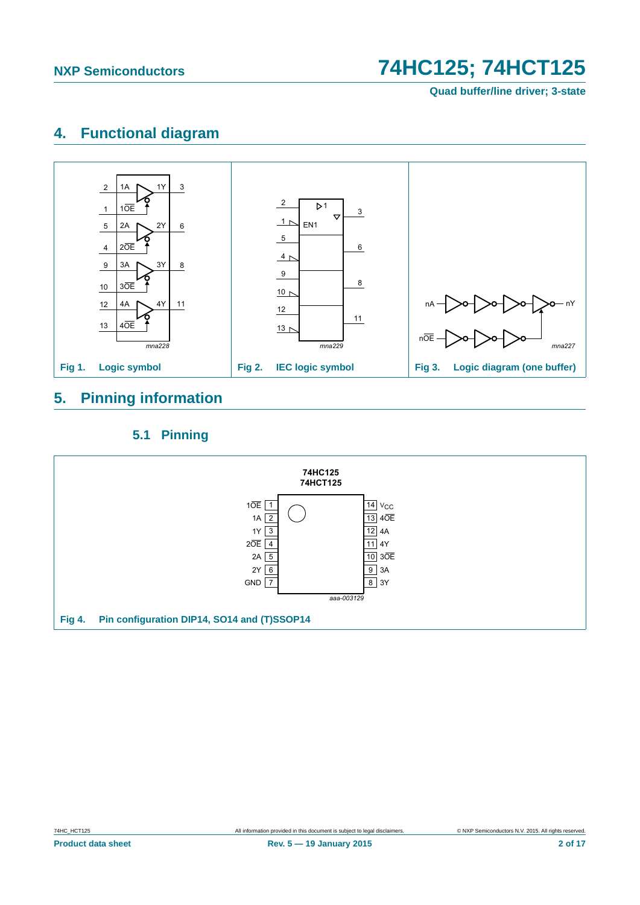## 4. Functional diagram

Fig 1. Logic symbol

Fig 2. IEC logic symbol

Fig 3. Logic diagram (one buffer)

## 5. Pinning information

### 5.1 Pinning

Fig 4. Pin configuration DIP14, SO14 and (T)SSOP14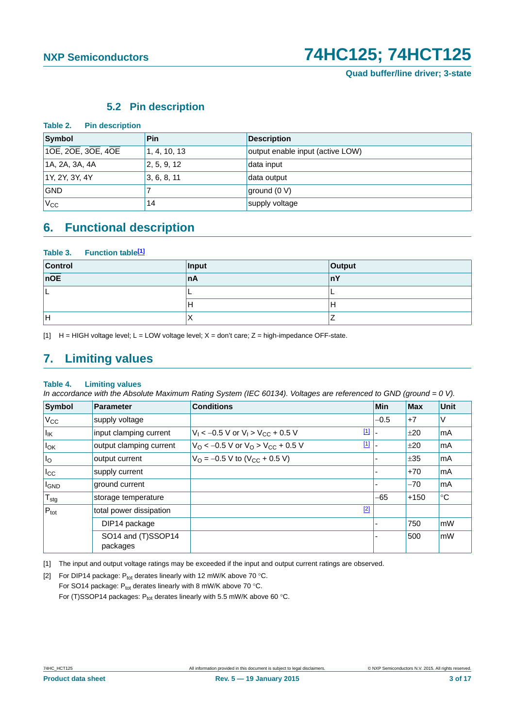### 5.2 Pin description

**Table 2. Pin description**

| Symbol | Pin | Description |
|---|---|---|
| $1\overline{OE}$, $2\overline{OE}$, $3\overline{OE}$, $4\overline{OE}$ | 1, 4, 10, 13 | output enable input (active LOW) |
| 1A, 2A, 3A, 4A | 2, 5, 9, 12 | data input |
| 1Y, 2Y, 3Y, 4Y | 3, 6, 8, 11 | data output |
| GND | 7 | ground (0 V) |
| $V_{CC}$ | 14 | supply voltage |

## 6. Functional description

**Table 3. Function table[1]**

| Control | Input | Output |
|---|---|---|
| $n\overline{OE}$ | nA | nY |
| L | L | L |
| | H | H |
| H | X | Z |

[1] H = HIGH voltage level; L = LOW voltage level; X = don't care; Z = high-impedance OFF-state.

## 7. Limiting values

**Table 4. Limiting values**

*In accordance with the Absolute Maximum Rating System (IEC 60134). Voltages are referenced to GND (ground = 0 V).*

| Symbol | Parameter | Conditions | Min | Max | Unit |
|---|---|---|---|---|---|
| $V_{CC}$ | supply voltage | | −0.5 | +7 | V |
| $I_{IK}$ | input clamping current | $V_I < -0.5$ V or $V_I > V_{CC} + 0.5$ V [1] | - | ±20 | mA |
| $I_{OK}$ | output clamping current | $V_O < -0.5$ V or $V_O > V_{CC} + 0.5$ V [1] | - | ±20 | mA |
| $I_O$ | output current | $V_O = -0.5$ V to ($V_{CC}$ + 0.5 V) | - | ±35 | mA |
| $I_{CC}$ | supply current | | - | +70 | mA |
| $I_{GND}$ | ground current | | - | −70 | mA |
| $T_{stg}$ | storage temperature | | −65 | +150 | °C |
| $P_{tot}$ | total power dissipation | [2] | | | |
| | DIP14 package | | - | 750 | mW |
| | SO14 and (T)SSOP14 packages | | - | 500 | mW |

[1] The input and output voltage ratings may be exceeded if the input and output current ratings are observed.

[2] For DIP14 package: $P_{tot}$ derates linearly with 12 mW/K above 70 °C.
For SO14 package: $P_{tot}$ derates linearly with 8 mW/K above 70 °C.
For (T)SSOP14 packages: $P_{tot}$ derates linearly with 5.5 mW/K above 60 °C.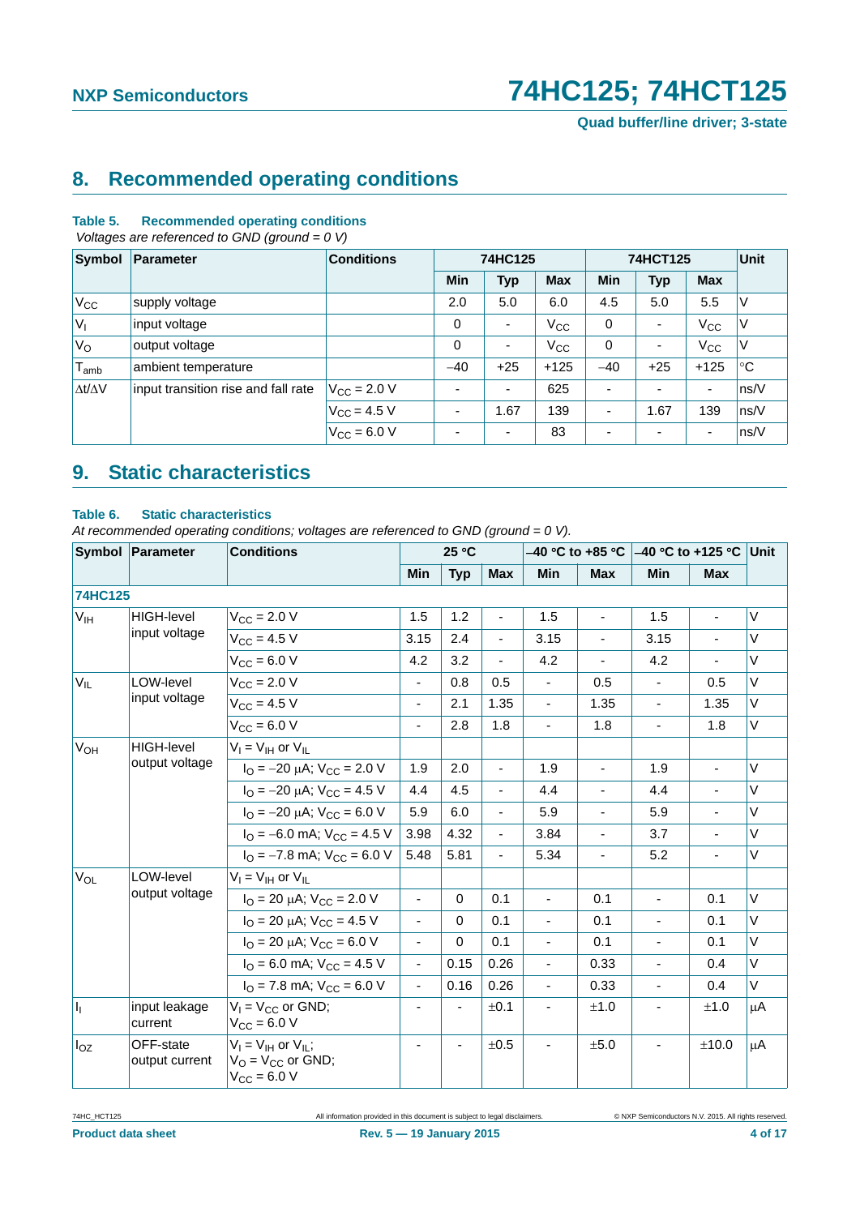## 8. Recommended operating conditions

**Table 5. Recommended operating conditions**

*Voltages are referenced to GND (ground = 0 V)*

| Symbol | Parameter | Conditions | 74HC125 | | | 74HCT125 | | | Unit |
|---|---|---|---|---|---|---|---|---|---|
| | | | Min | Typ | Max | Min | Typ | Max | |
| $V_{CC}$ | supply voltage | | 2.0 | 5.0 | 6.0 | 4.5 | 5.0 | 5.5 | V |
| $V_I$ | input voltage | | 0 | - | $V_{CC}$ | 0 | - | $V_{CC}$ | V |
| $V_O$ | output voltage | | 0 | - | $V_{CC}$ | 0 | - | $V_{CC}$ | V |
| $T_{amb}$ | ambient temperature | | −40 | +25 | +125 | −40 | +25 | +125 | °C |
| $\Delta t/\Delta V$ | input transition rise and fall rate | $V_{CC}$ = 2.0 V | - | - | 625 | - | - | - | ns/V |
| | | $V_{CC}$ = 4.5 V | - | 1.67 | 139 | - | 1.67 | 139 | ns/V |
| | | $V_{CC}$ = 6.0 V | - | - | 83 | - | - | - | ns/V |

## 9. Static characteristics

**Table 6. Static characteristics**

*At recommended operating conditions; voltages are referenced to GND (ground = 0 V).*

| Symbol | Parameter | Conditions | 25 °C | | | −40 °C to +85 °C | | −40 °C to +125 °C | | Unit |
|---|---|---|---|---|---|---|---|---|---|---|
| | | | Min | Typ | Max | Min | Max | Min | Max | |
| **74HC125** | | | | | | | | | | |
| $V_{IH}$ | HIGH-level input voltage | $V_{CC}$ = 2.0 V | 1.5 | 1.2 | - | 1.5 | - | 1.5 | - | V |
| | | $V_{CC}$ = 4.5 V | 3.15 | 2.4 | - | 3.15 | - | 3.15 | - | V |
| | | $V_{CC}$ = 6.0 V | 4.2 | 3.2 | - | 4.2 | - | 4.2 | - | V |
| $V_{IL}$ | LOW-level input voltage | $V_{CC}$ = 2.0 V | - | 0.8 | 0.5 | - | 0.5 | - | 0.5 | V |
| | | $V_{CC}$ = 4.5 V | - | 2.1 | 1.35 | - | 1.35 | - | 1.35 | V |
| | | $V_{CC}$ = 6.0 V | - | 2.8 | 1.8 | - | 1.8 | - | 1.8 | V |
| $V_{OH}$ | HIGH-level output voltage | $V_I$ = $V_{IH}$ or $V_{IL}$ | | | | | | | | |
| | | $I_O$ = −20 μA; $V_{CC}$ = 2.0 V | 1.9 | 2.0 | - | 1.9 | - | 1.9 | - | V |
| | | $I_O$ = −20 μA; $V_{CC}$ = 4.5 V | 4.4 | 4.5 | - | 4.4 | - | 4.4 | - | V |
| | | $I_O$ = −20 μA; $V_{CC}$ = 6.0 V | 5.9 | 6.0 | - | 5.9 | - | 5.9 | - | V |
| | | $I_O$ = −6.0 mA; $V_{CC}$ = 4.5 V | 3.98 | 4.32 | - | 3.84 | - | 3.7 | - | V |
| | | $I_O$ = −7.8 mA; $V_{CC}$ = 6.0 V | 5.48 | 5.81 | - | 5.34 | - | 5.2 | - | V |
| $V_{OL}$ | LOW-level output voltage | $V_I$ = $V_{IH}$ or $V_{IL}$ | | | | | | | | |
| | | $I_O$ = 20 μA; $V_{CC}$ = 2.0 V | - | 0 | 0.1 | - | 0.1 | - | 0.1 | V |
| | | $I_O$ = 20 μA; $V_{CC}$ = 4.5 V | - | 0 | 0.1 | - | 0.1 | - | 0.1 | V |
| | | $I_O$ = 20 μA; $V_{CC}$ = 6.0 V | - | 0 | 0.1 | - | 0.1 | - | 0.1 | V |
| | | $I_O$ = 6.0 mA; $V_{CC}$ = 4.5 V | - | 0.15 | 0.26 | - | 0.33 | - | 0.4 | V |
| | | $I_O$ = 7.8 mA; $V_{CC}$ = 6.0 V | - | 0.16 | 0.26 | - | 0.33 | - | 0.4 | V |
| $I_I$ | input leakage current | $V_I$ = $V_{CC}$ or GND; $V_{CC}$ = 6.0 V | - | - | ±0.1 | - | ±1.0 | - | ±1.0 | μA |
| $I_{OZ}$ | OFF-state output current | $V_I$ = $V_{IH}$ or $V_{IL}$; $V_O$ = $V_{CC}$ or GND; $V_{CC}$ = 6.0 V | - | - | ±0.5 | - | ±5.0 | - | ±10.0 | μA |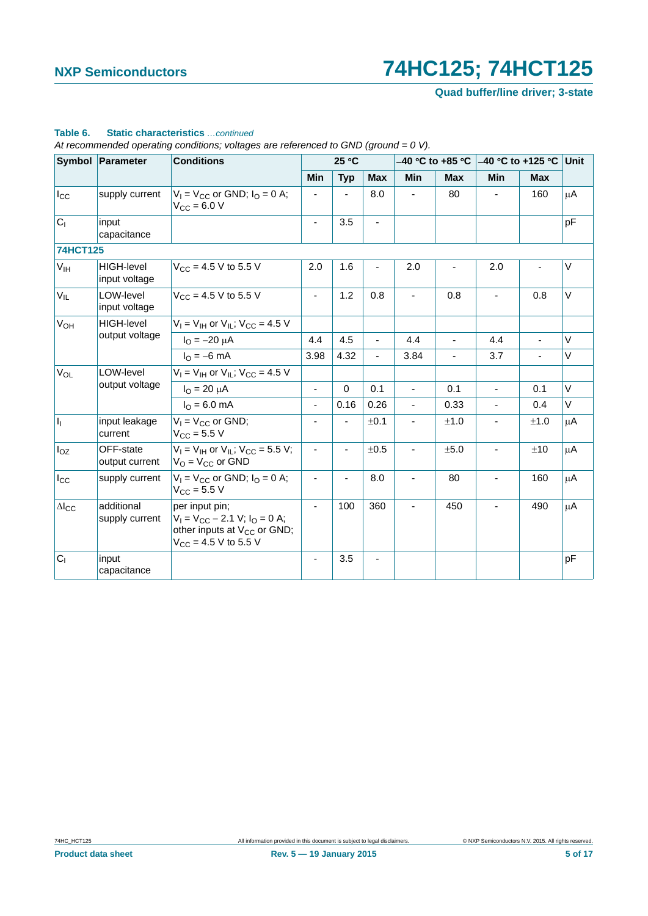**Table 6. Static characteristics** *…continued*

*At recommended operating conditions; voltages are referenced to GND (ground = 0 V).*

| Symbol | Parameter | Conditions | 25 °C | | | −40 °C to +85 °C | | −40 °C to +125 °C | | Unit |
|---|---|---|---|---|---|---|---|---|---|---|
| | | | Min | Typ | Max | Min | Max | Min | Max | |
| $I_{CC}$ | supply current | $V_I = V_{CC}$ or GND; $I_O = 0$ A; $V_{CC} = 6.0$ V | - | - | 8.0 | - | 80 | - | 160 | μA |
| $C_I$ | input capacitance | | - | 3.5 | - | | | | | pF |
| **74HCT125** | | | | | | | | | | |
| $V_{IH}$ | HIGH-level input voltage | $V_{CC} = 4.5$ V to 5.5 V | 2.0 | 1.6 | - | 2.0 | - | 2.0 | - | V |
| $V_{IL}$ | LOW-level input voltage | $V_{CC} = 4.5$ V to 5.5 V | - | 1.2 | 0.8 | - | 0.8 | - | 0.8 | V |
| $V_{OH}$ | HIGH-level output voltage | $V_I = V_{IH}$ or $V_{IL}$; $V_{CC} = 4.5$ V | | | | | | | | |
| | | $I_O = -20$ μA | 4.4 | 4.5 | - | 4.4 | - | 4.4 | - | V |
| | | $I_O = -6$ mA | 3.98 | 4.32 | - | 3.84 | - | 3.7 | - | V |
| $V_{OL}$ | LOW-level output voltage | $V_I = V_{IH}$ or $V_{IL}$; $V_{CC} = 4.5$ V | | | | | | | | |
| | | $I_O = 20$ μA | - | 0 | 0.1 | - | 0.1 | - | 0.1 | V |
| | | $I_O = 6.0$ mA | - | 0.16 | 0.26 | - | 0.33 | - | 0.4 | V |
| $I_I$ | input leakage current | $V_I = V_{CC}$ or GND; $V_{CC} = 5.5$ V | - | - | ±0.1 | - | ±1.0 | - | ±1.0 | μA |
| $I_{OZ}$ | OFF-state output current | $V_I = V_{IH}$ or $V_{IL}$; $V_{CC} = 5.5$ V; $V_O = V_{CC}$ or GND | - | - | ±0.5 | - | ±5.0 | - | ±10 | μA |
| $I_{CC}$ | supply current | $V_I = V_{CC}$ or GND; $I_O = 0$ A; $V_{CC} = 5.5$ V | - | - | 8.0 | - | 80 | - | 160 | μA |
| $\Delta I_{CC}$ | additional supply current | per input pin; $V_I = V_{CC} - 2.1$ V; $I_O = 0$ A; other inputs at $V_{CC}$ or GND; $V_{CC} = 4.5$ V to 5.5 V | - | 100 | 360 | - | 450 | - | 490 | μA |
| $C_I$ | input capacitance | | - | 3.5 | - | | | | | pF |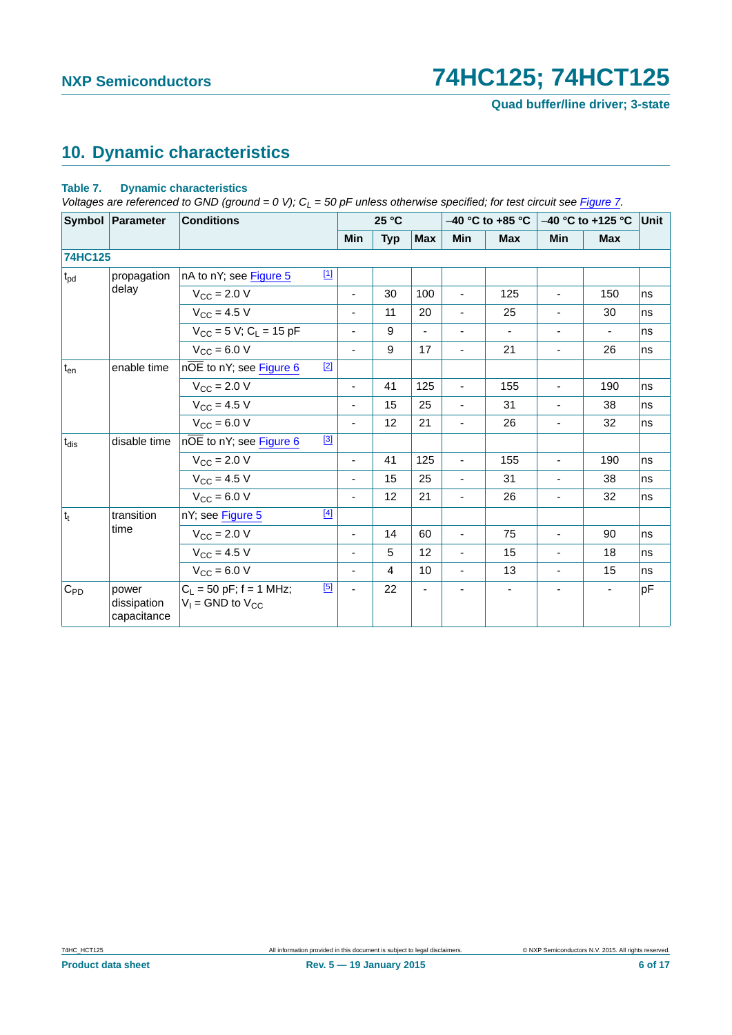## 10. Dynamic characteristics

**Table 7. Dynamic characteristics**

*Voltages are referenced to GND (ground = 0 V); $C_L$ = 50 pF unless otherwise specified; for test circuit see Figure 7.*

| Symbol | Parameter | Conditions | 25 °C | | | −40 °C to +85 °C | | −40 °C to +125 °C | | Unit |
|---|---|---|---|---|---|---|---|---|---|---|
| | | | Min | Typ | Max | Min | Max | Min | Max | |
| **74HC125** | | | | | | | | | | |
| $t_{pd}$ | propagation delay | nA to nY; see Figure 5 [1] | | | | | | | | |
| | | $V_{CC}$ = 2.0 V | - | 30 | 100 | - | 125 | - | 150 | ns |
| | | $V_{CC}$ = 4.5 V | - | 11 | 20 | - | 25 | - | 30 | ns |
| | | $V_{CC}$ = 5 V; $C_L$ = 15 pF | - | 9 | - | - | - | - | - | ns |
| | | $V_{CC}$ = 6.0 V | - | 9 | 17 | - | 21 | - | 26 | ns |
| $t_{en}$ | enable time | $n\overline{OE}$ to nY; see Figure 6 [2] | | | | | | | | |
| | | $V_{CC}$ = 2.0 V | - | 41 | 125 | - | 155 | - | 190 | ns |
| | | $V_{CC}$ = 4.5 V | - | 15 | 25 | - | 31 | - | 38 | ns |
| | | $V_{CC}$ = 6.0 V | - | 12 | 21 | - | 26 | - | 32 | ns |
| $t_{dis}$ | disable time | $n\overline{OE}$ to nY; see Figure 6 [3] | | | | | | | | |
| | | $V_{CC}$ = 2.0 V | - | 41 | 125 | - | 155 | - | 190 | ns |
| | | $V_{CC}$ = 4.5 V | - | 15 | 25 | - | 31 | - | 38 | ns |
| | | $V_{CC}$ = 6.0 V | - | 12 | 21 | - | 26 | - | 32 | ns |
| $t_t$ | transition time | nY; see Figure 5 [4] | | | | | | | | |
| | | $V_{CC}$ = 2.0 V | - | 14 | 60 | - | 75 | - | 90 | ns |
| | | $V_{CC}$ = 4.5 V | - | 5 | 12 | - | 15 | - | 18 | ns |
| | | $V_{CC}$ = 6.0 V | - | 4 | 10 | - | 13 | - | 15 | ns |
| $C_{PD}$ | power dissipation capacitance | $C_L$ = 50 pF; f = 1 MHz; $V_I$ = GND to $V_{CC}$ [5] | - | 22 | - | - | - | - | - | pF |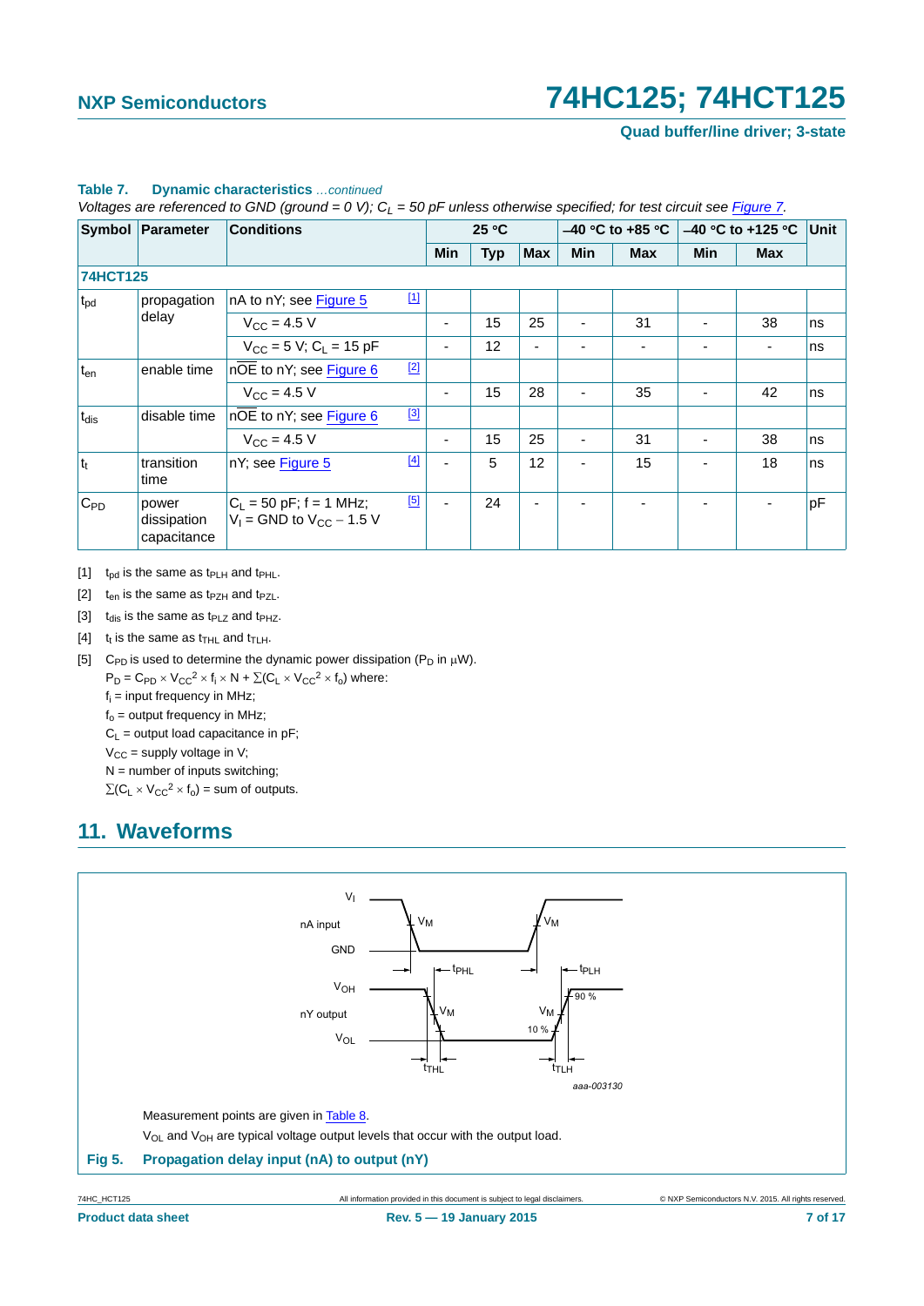**Table 7. Dynamic characteristics** *...continued*

*Voltages are referenced to GND (ground = 0 V); $C_L$ = 50 pF unless otherwise specified; for test circuit see Figure 7.*

| Symbol | Parameter | Conditions | | 25 °C | | | –40 °C to +85 °C | | –40 °C to +125 °C | | Unit |
|---|---|---|---|---|---|---|---|---|---|---|---|
| | | | | Min | Typ | Max | Min | Max | Min | Max | |
| **74HCT125** | | | | | | | | | | | |
| $t_{pd}$ | propagation delay | nA to nY; see Figure 5 | [1] | | | | | | | | |
| | | $V_{CC}$ = 4.5 V | | - | 15 | 25 | - | 31 | - | 38 | ns |
| | | $V_{CC}$ = 5 V; $C_L$ = 15 pF | | - | 12 | - | - | - | - | - | ns |
| $t_{en}$ | enable time | $n\overline{OE}$ to nY; see Figure 6 | [2] | | | | | | | | |
| | | $V_{CC}$ = 4.5 V | | - | 15 | 28 | - | 35 | - | 42 | ns |
| $t_{dis}$ | disable time | $n\overline{OE}$ to nY; see Figure 6 | [3] | | | | | | | | |
| | | $V_{CC}$ = 4.5 V | | - | 15 | 25 | - | 31 | - | 38 | ns |
| $t_t$ | transition time | nY; see Figure 5 | [4] | - | 5 | 12 | - | 15 | - | 18 | ns |
| $C_{PD}$ | power dissipation capacitance | $C_L$ = 50 pF; f = 1 MHz; $V_I$ = GND to $V_{CC}$ − 1.5 V | [5] | - | 24 | - | - | - | - | - | pF |

[1] $t_{pd}$ is the same as $t_{PLH}$ and $t_{PHL}$.

[2] $t_{en}$ is the same as $t_{PZH}$ and $t_{PZL}$.

[3] $t_{dis}$ is the same as $t_{PLZ}$ and $t_{PHZ}$.

[4] $t_t$ is the same as $t_{THL}$ and $t_{TLH}$.

[5] $C_{PD}$ is used to determine the dynamic power dissipation ($P_D$ in μW).

$P_D = C_{PD} \times V_{CC}^2 \times f_i \times N + \Sigma(C_L \times V_{CC}^2 \times f_o)$ where:

$f_i$ = input frequency in MHz;

$f_o$ = output frequency in MHz;

$C_L$ = output load capacitance in pF;

$V_{CC}$ = supply voltage in V;

N = number of inputs switching;

$\Sigma(C_L \times V_{CC}^2 \times f_o)$ = sum of outputs.

## 11. Waveforms

Measurement points are given in Table 8.

$V_{OL}$ and $V_{OH}$ are typical voltage output levels that occur with the output load.

**Fig 5. Propagation delay input (nA) to output (nY)**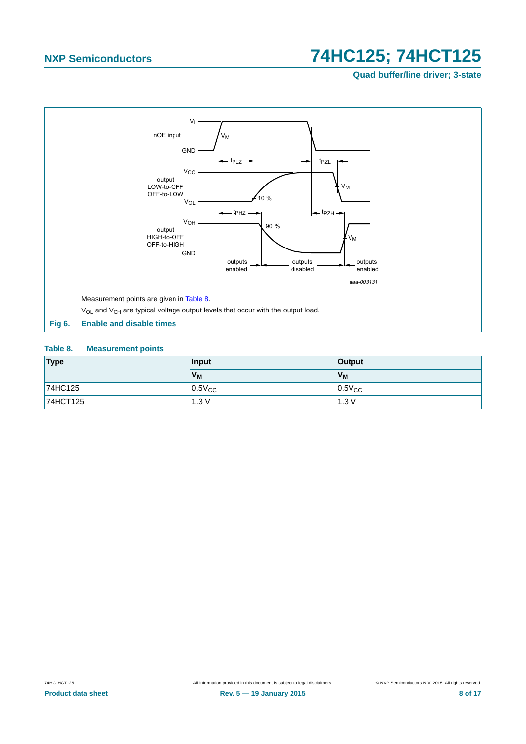Measurement points are given in Table 8.

$V_{OL}$ and $V_{OH}$ are typical voltage output levels that occur with the output load.

**Fig 6. Enable and disable times**

**Table 8. Measurement points**

| Type | Input | Output |
|---|---|---|
| | $V_M$ | $V_M$ |
| 74HC125 | $0.5V_{CC}$ | $0.5V_{CC}$ |
| 74HCT125 | 1.3 V | 1.3 V |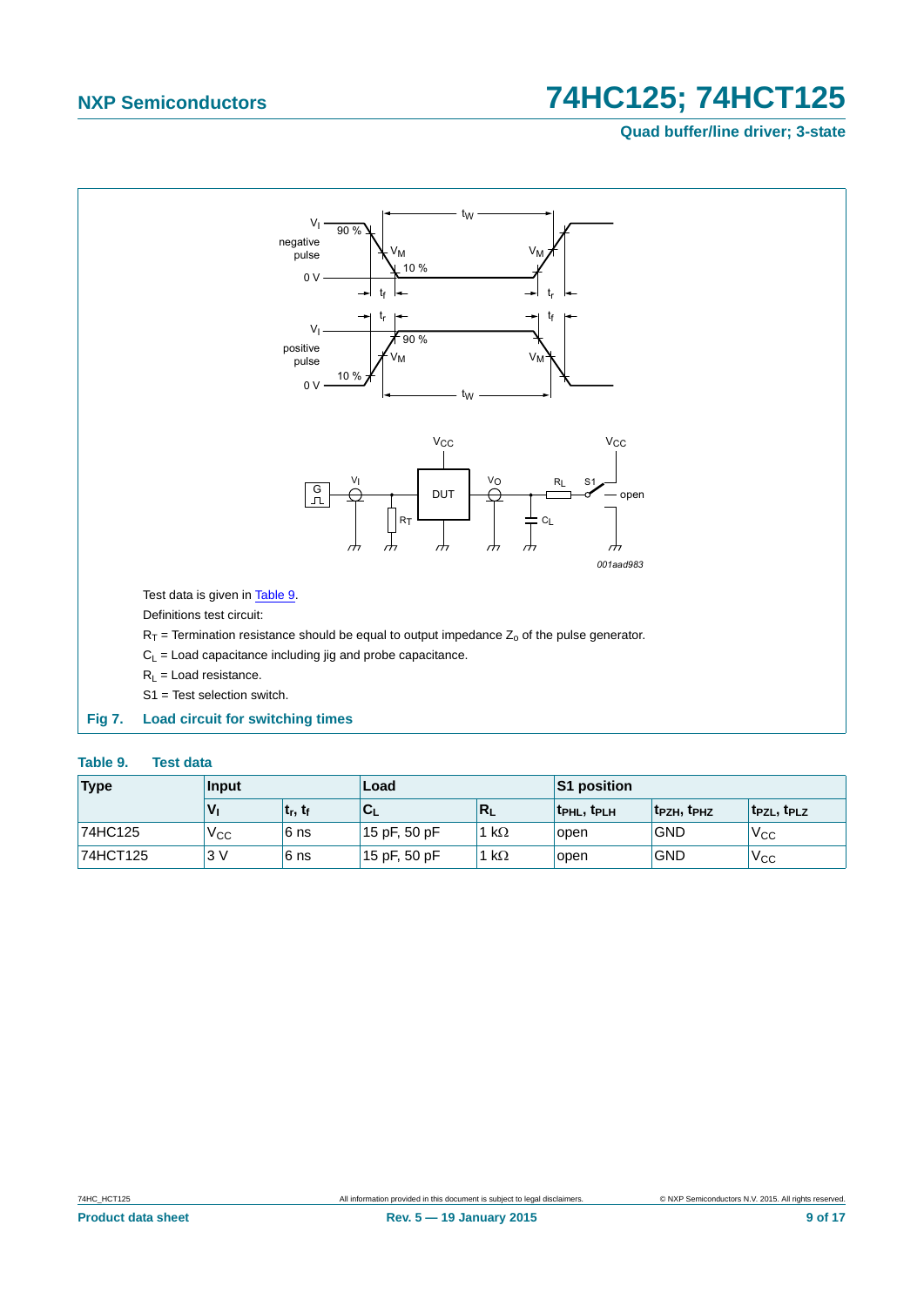Test data is given in Table 9.

Definitions test circuit:

$R_T$ = Termination resistance should be equal to output impedance $Z_o$ of the pulse generator.

$C_L$ = Load capacitance including jig and probe capacitance.

$R_L$ = Load resistance.

S1 = Test selection switch.

**Fig 7. Load circuit for switching times**

**Table 9. Test data**

| Type | Input | | Load | | S1 position | | |
|---|---|---|---|---|---|---|---|
| | $V_I$ | $t_r$, $t_f$ | $C_L$ | $R_L$ | $t_{PHL}$, $t_{PLH}$ | $t_{PZH}$, $t_{PHZ}$ | $t_{PZL}$, $t_{PLZ}$ |
| 74HC125 | $V_{CC}$ | 6 ns | 15 pF, 50 pF | 1 kΩ | open | GND | $V_{CC}$ |
| 74HCT125 | 3 V | 6 ns | 15 pF, 50 pF | 1 kΩ | open | GND | $V_{CC}$ |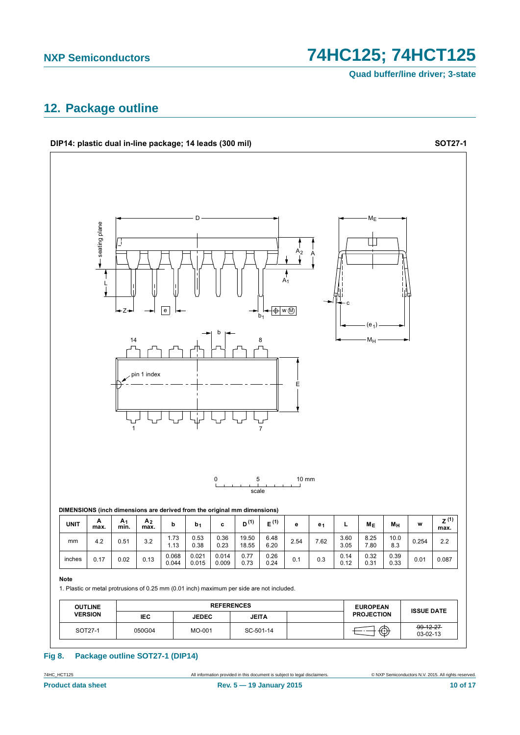## 12. Package outline

**DIP14: plastic dual in-line package; 14 leads (300 mil)** **SOT27-1**

**DIMENSIONS (inch dimensions are derived from the original mm dimensions)**

| UNIT | A max. | $A_1$ min. | $A_2$ max. | b | $b_1$ | c | $D^{(1)}$ | $E^{(1)}$ | e | $e_1$ | L | $M_E$ | $M_H$ | w | $Z^{(1)}$ max. |
|---|---|---|---|---|---|---|---|---|---|---|---|---|---|---|---|
| mm | 4.2 | 0.51 | 3.2 | 1.73<br>1.13 | 0.53<br>0.38 | 0.36<br>0.23 | 19.50<br>18.55 | 6.48<br>6.20 | 2.54 | 7.62 | 3.60<br>3.05 | 8.25<br>7.80 | 10.0<br>8.3 | 0.254 | 2.2 |
| inches | 0.17 | 0.02 | 0.13 | 0.068<br>0.044 | 0.021<br>0.015 | 0.014<br>0.009 | 0.77<br>0.73 | 0.26<br>0.24 | 0.1 | 0.3 | 0.14<br>0.12 | 0.32<br>0.31 | 0.39<br>0.33 | 0.01 | 0.087 |

**Note**

1. Plastic or metal protrusions of 0.25 mm (0.01 inch) maximum per side are not included.

| OUTLINE VERSION | REFERENCES | | | | EUROPEAN PROJECTION | ISSUE DATE |
|---|---|---|---|---|---|---|
| | IEC | JEDEC | JEITA | | | |
| SOT27-1 | 050G04 | MO-001 | SC-501-14 | | | ~~99-12-27~~<br>03-02-13 |

**Fig 8. Package outline SOT27-1 (DIP14)**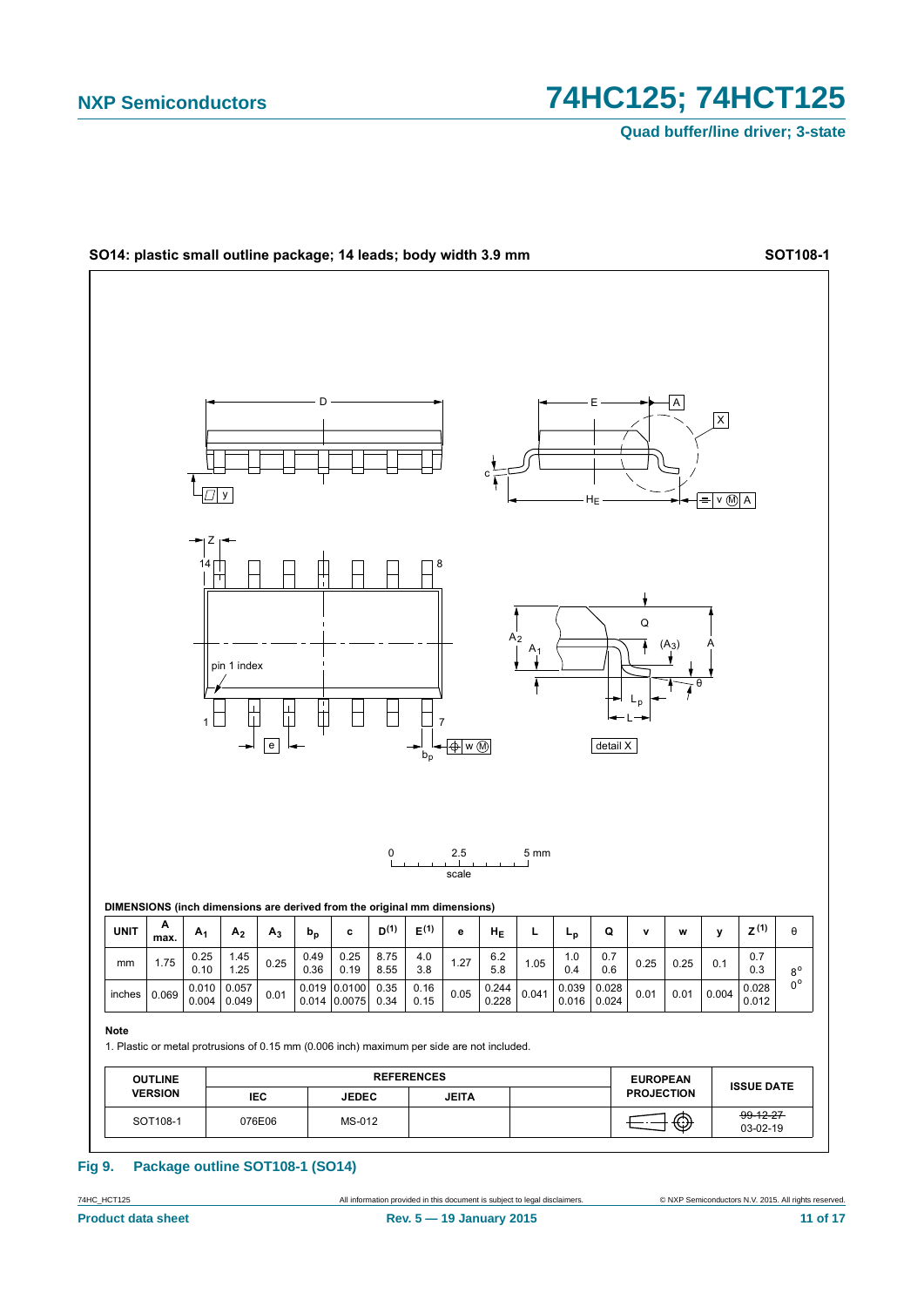**SO14: plastic small outline package; 14 leads; body width 3.9 mm** **SOT108-1**

DIMENSIONS (inch dimensions are derived from the original mm dimensions)

| UNIT | A max. | $A_1$ | $A_2$ | $A_3$ | $b_p$ | c | $D^{(1)}$ | $E^{(1)}$ | e | $H_E$ | L | $L_p$ | Q | v | w | y | $Z^{(1)}$ | θ |
|---|---|---|---|---|---|---|---|---|---|---|---|---|---|---|---|---|---|---|
| mm | 1.75 | 0.25<br>0.10 | 1.45<br>1.25 | 0.25 | 0.49<br>0.36 | 0.25<br>0.19 | 8.75<br>8.55 | 4.0<br>3.8 | 1.27 | 6.2<br>5.8 | 1.05 | 1.0<br>0.4 | 0.7<br>0.6 | 0.25 | 0.25 | 0.1 | 0.7<br>0.3 | 8°<br>0° |
| inches | 0.069 | 0.010<br>0.004 | 0.057<br>0.049 | 0.01 | 0.019<br>0.014 | 0.0100<br>0.0075 | 0.35<br>0.34 | 0.16<br>0.15 | 0.05 | 0.244<br>0.228 | 0.041 | 0.039<br>0.016 | 0.028<br>0.024 | 0.01 | 0.01 | 0.004 | 0.028<br>0.012 | |

**Note**

1. Plastic or metal protrusions of 0.15 mm (0.006 inch) maximum per side are not included.

| OUTLINE VERSION | REFERENCES | | | | EUROPEAN PROJECTION | ISSUE DATE |
|---|---|---|---|---|---|---|
| | IEC | JEDEC | JEITA | | | |
| SOT108-1 | 076E06 | MS-012 | | | | ~~99-12-27~~<br>03-02-19 |

**Fig 9. Package outline SOT108-1 (SO14)**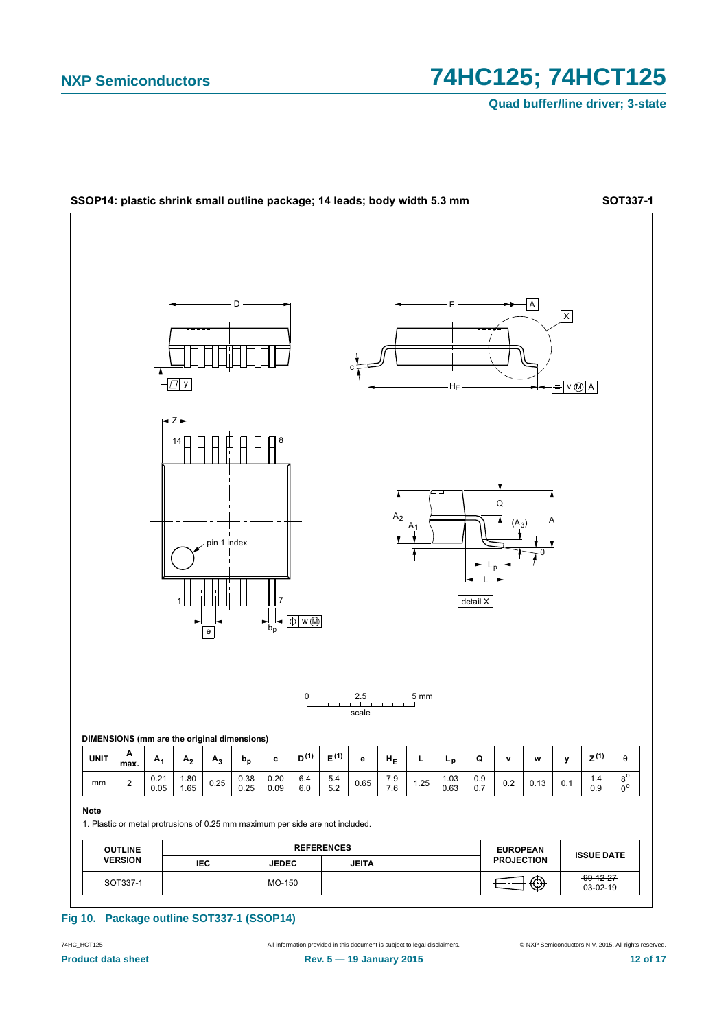**SSOP14: plastic shrink small outline package; 14 leads; body width 5.3 mm** **SOT337-1**

**DIMENSIONS (mm are the original dimensions)**

| UNIT | A max. | $A_1$ | $A_2$ | $A_3$ | $b_p$ | c | $D^{(1)}$ | $E^{(1)}$ | e | $H_E$ | L | $L_p$ | Q | v | w | y | $Z^{(1)}$ | θ |
|---|---|---|---|---|---|---|---|---|---|---|---|---|---|---|---|---|---|---|
| mm | 2 | 0.21<br>0.05 | 1.80<br>1.65 | 0.25 | 0.38<br>0.25 | 0.20<br>0.09 | 6.4<br>6.0 | 5.4<br>5.2 | 0.65 | 7.9<br>7.6 | 1.25 | 1.03<br>0.63 | 0.9<br>0.7 | 0.2 | 0.13 | 0.1 | 1.4<br>0.9 | 8°<br>0° |

**Note**

1. Plastic or metal protrusions of 0.25 mm maximum per side are not included.

| OUTLINE VERSION | REFERENCES | | | | EUROPEAN PROJECTION | ISSUE DATE |
|---|---|---|---|---|---|---|
| | IEC | JEDEC | JEITA | | | |
| SOT337-1 | | MO-150 | | | | ~~99-12-27~~<br>03-02-19 |

**Fig 10. Package outline SOT337-1 (SSOP14)**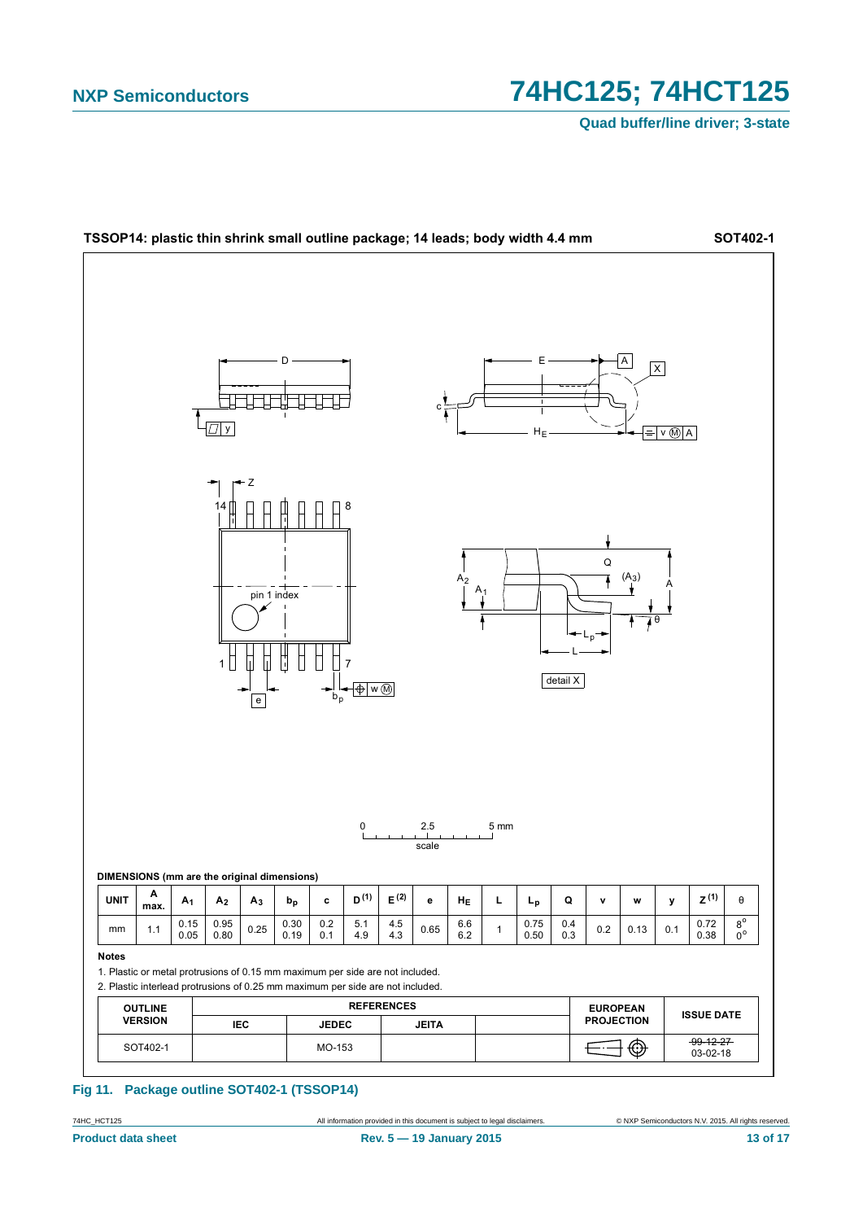TSSOP14: plastic thin shrink small outline package; 14 leads; body width 4.4 mm — SOT402-1

DIMENSIONS (mm are the original dimensions)

| UNIT | A max. | $A_1$ | $A_2$ | $A_3$ | $b_p$ | c | D (1) | E (2) | e | $H_E$ | L | $L_p$ | Q | v | w | y | Z (1) | θ |
|---|---|---|---|---|---|---|---|---|---|---|---|---|---|---|---|---|---|---|
| mm | 1.1 | 0.15<br>0.05 | 0.95<br>0.80 | 0.25 | 0.30<br>0.19 | 0.2<br>0.1 | 5.1<br>4.9 | 4.5<br>4.3 | 0.65 | 6.6<br>6.2 | 1 | 0.75<br>0.50 | 0.4<br>0.3 | 0.2 | 0.13 | 0.1 | 0.72<br>0.38 | 8°<br>0° |

**Notes**

1. Plastic or metal protrusions of 0.15 mm maximum per side are not included.
2. Plastic interlead protrusions of 0.25 mm maximum per side are not included.

| OUTLINE VERSION | REFERENCES | | | | EUROPEAN PROJECTION | ISSUE DATE |
|---|---|---|---|---|---|---|
| | IEC | JEDEC | JEITA | | | |
| SOT402-1 | | MO-153 | | | | ~~99-12-27~~<br>03-02-18 |

**Fig 11. Package outline SOT402-1 (TSSOP14)**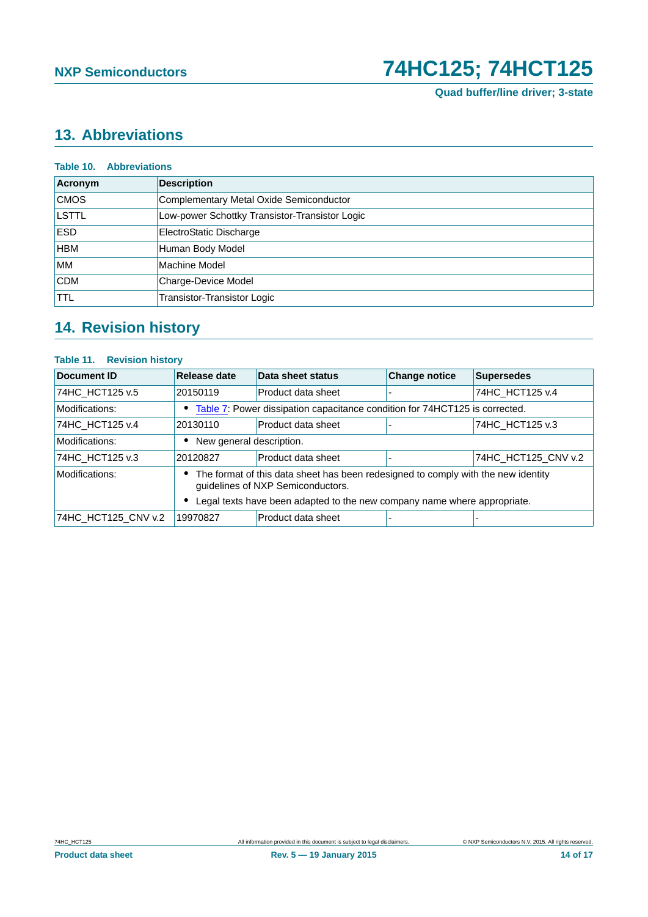## 13. Abbreviations

**Table 10. Abbreviations**

| Acronym | Description |
|---|---|
| CMOS | Complementary Metal Oxide Semiconductor |
| LSTTL | Low-power Schottky Transistor-Transistor Logic |
| ESD | ElectroStatic Discharge |
| HBM | Human Body Model |
| MM | Machine Model |
| CDM | Charge-Device Model |
| TTL | Transistor-Transistor Logic |

## 14. Revision history

**Table 11. Revision history**

| Document ID | Release date | Data sheet status | Change notice | Supersedes |
|---|---|---|---|---|
| 74HC_HCT125 v.5 | 20150119 | Product data sheet | - | 74HC_HCT125 v.4 |
| Modifications: | • Table 7: Power dissipation capacitance condition for 74HCT125 is corrected. | | | |
| 74HC_HCT125 v.4 | 20130110 | Product data sheet | - | 74HC_HCT125 v.3 |
| Modifications: | • New general description. | | | |
| 74HC_HCT125 v.3 | 20120827 | Product data sheet | - | 74HC_HCT125_CNV v.2 |
| Modifications: | • The format of this data sheet has been redesigned to comply with the new identity guidelines of NXP Semiconductors. • Legal texts have been adapted to the new company name where appropriate. | | | |
| 74HC_HCT125_CNV v.2 | 19970827 | Product data sheet | - | - |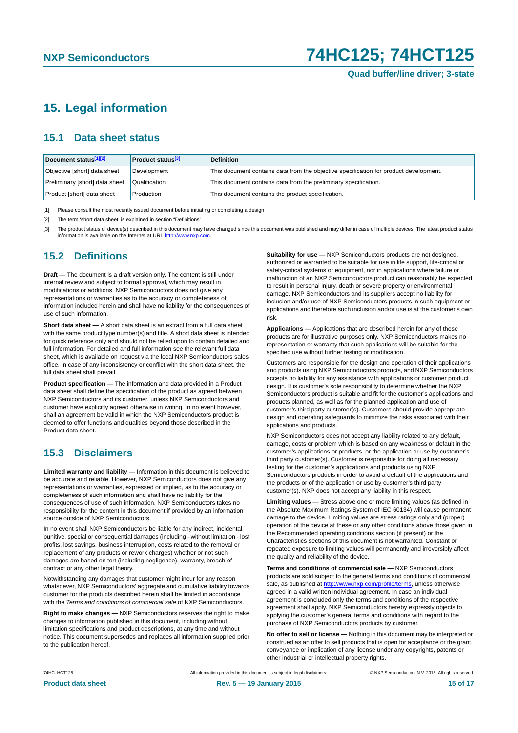# 15. Legal information

## 15.1 Data sheet status

| Document status[1][2] | Product status[3] | Definition |
|---|---|---|
| Objective [short] data sheet | Development | This document contains data from the objective specification for product development. |
| Preliminary [short] data sheet | Qualification | This document contains data from the preliminary specification. |
| Product [short] data sheet | Production | This document contains the product specification. |

[1] Please consult the most recently issued document before initiating or completing a design.

[2] The term 'short data sheet' is explained in section "Definitions".

[3] The product status of device(s) described in this document may have changed since this document was published and may differ in case of multiple devices. The latest product status information is available on the Internet at URL http://www.nxp.com.

## 15.2 Definitions

**Draft —** The document is a draft version only. The content is still under internal review and subject to formal approval, which may result in modifications or additions. NXP Semiconductors does not give any representations or warranties as to the accuracy or completeness of information included herein and shall have no liability for the consequences of use of such information.

**Short data sheet —** A short data sheet is an extract from a full data sheet with the same product type number(s) and title. A short data sheet is intended for quick reference only and should not be relied upon to contain detailed and full information. For detailed and full information see the relevant full data sheet, which is available on request via the local NXP Semiconductors sales office. In case of any inconsistency or conflict with the short data sheet, the full data sheet shall prevail.

**Product specification —** The information and data provided in a Product data sheet shall define the specification of the product as agreed between NXP Semiconductors and its customer, unless NXP Semiconductors and customer have explicitly agreed otherwise in writing. In no event however, shall an agreement be valid in which the NXP Semiconductors product is deemed to offer functions and qualities beyond those described in the Product data sheet.

## 15.3 Disclaimers

**Limited warranty and liability —** Information in this document is believed to be accurate and reliable. However, NXP Semiconductors does not give any representations or warranties, expressed or implied, as to the accuracy or completeness of such information and shall have no liability for the consequences of use of such information. NXP Semiconductors takes no responsibility for the content in this document if provided by an information source outside of NXP Semiconductors.

In no event shall NXP Semiconductors be liable for any indirect, incidental, punitive, special or consequential damages (including - without limitation - lost profits, lost savings, business interruption, costs related to the removal or replacement of any products or rework charges) whether or not such damages are based on tort (including negligence), warranty, breach of contract or any other legal theory.

Notwithstanding any damages that customer might incur for any reason whatsoever, NXP Semiconductors' aggregate and cumulative liability towards customer for the products described herein shall be limited in accordance with the *Terms and conditions of commercial sale* of NXP Semiconductors.

**Right to make changes —** NXP Semiconductors reserves the right to make changes to information published in this document, including without limitation specifications and product descriptions, at any time and without notice. This document supersedes and replaces all information supplied prior to the publication hereof.

**Suitability for use —** NXP Semiconductors products are not designed, authorized or warranted to be suitable for use in life support, life-critical or safety-critical systems or equipment, nor in applications where failure or malfunction of an NXP Semiconductors product can reasonably be expected to result in personal injury, death or severe property or environmental damage. NXP Semiconductors and its suppliers accept no liability for inclusion and/or use of NXP Semiconductors products in such equipment or applications and therefore such inclusion and/or use is at the customer's own risk.

**Applications —** Applications that are described herein for any of these products are for illustrative purposes only. NXP Semiconductors makes no representation or warranty that such applications will be suitable for the specified use without further testing or modification.

Customers are responsible for the design and operation of their applications and products using NXP Semiconductors products, and NXP Semiconductors accepts no liability for any assistance with applications or customer product design. It is customer's sole responsibility to determine whether the NXP Semiconductors product is suitable and fit for the customer's applications and products planned, as well as for the planned application and use of customer's third party customer(s). Customers should provide appropriate design and operating safeguards to minimize the risks associated with their applications and products.

NXP Semiconductors does not accept any liability related to any default, damage, costs or problem which is based on any weakness or default in the customer's applications or products, or the application or use by customer's third party customer(s). Customer is responsible for doing all necessary testing for the customer's applications and products using NXP Semiconductors products in order to avoid a default of the applications and the products or of the application or use by customer's third party customer(s). NXP does not accept any liability in this respect.

**Limiting values —** Stress above one or more limiting values (as defined in the Absolute Maximum Ratings System of IEC 60134) will cause permanent damage to the device. Limiting values are stress ratings only and (proper) operation of the device at these or any other conditions above those given in the Recommended operating conditions section (if present) or the Characteristics sections of this document is not warranted. Constant or repeated exposure to limiting values will permanently and irreversibly affect the quality and reliability of the device.

**Terms and conditions of commercial sale —** NXP Semiconductors products are sold subject to the general terms and conditions of commercial sale, as published at http://www.nxp.com/profile/terms, unless otherwise agreed in a valid written individual agreement. In case an individual agreement is concluded only the terms and conditions of the respective agreement shall apply. NXP Semiconductors hereby expressly objects to applying the customer's general terms and conditions with regard to the purchase of NXP Semiconductors products by customer.

**No offer to sell or license —** Nothing in this document may be interpreted or construed as an offer to sell products that is open for acceptance or the grant, conveyance or implication of any license under any copyrights, patents or other industrial or intellectual property rights.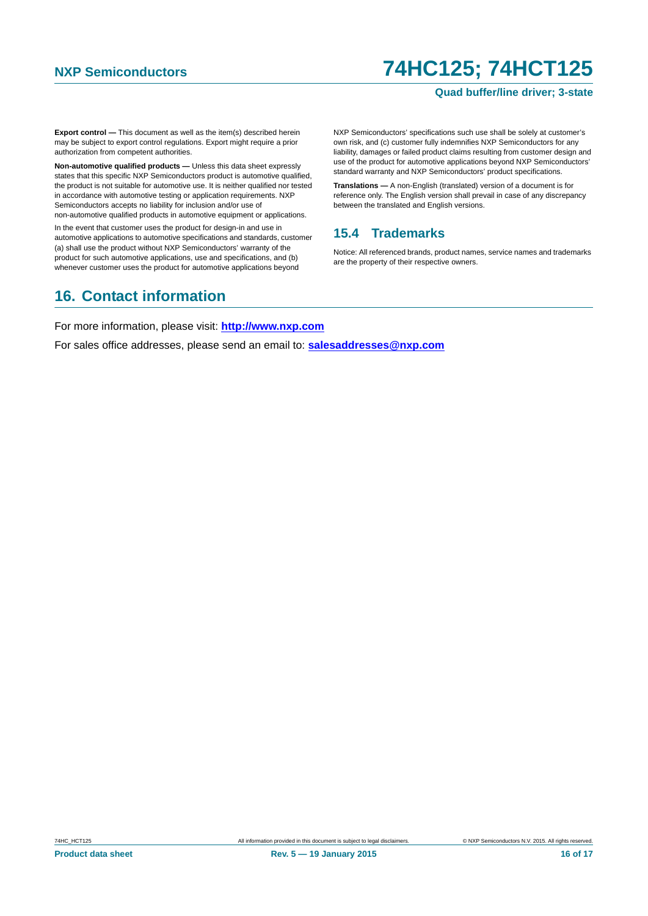**Export control —** This document as well as the item(s) described herein may be subject to export control regulations. Export might require a prior authorization from competent authorities.

**Non-automotive qualified products —** Unless this data sheet expressly states that this specific NXP Semiconductors product is automotive qualified, the product is not suitable for automotive use. It is neither qualified nor tested in accordance with automotive testing or application requirements. NXP Semiconductors accepts no liability for inclusion and/or use of non-automotive qualified products in automotive equipment or applications.

In the event that customer uses the product for design-in and use in automotive applications to automotive specifications and standards, customer (a) shall use the product without NXP Semiconductors' warranty of the product for such automotive applications, use and specifications, and (b) whenever customer uses the product for automotive applications beyond NXP Semiconductors' specifications such use shall be solely at customer's own risk, and (c) customer fully indemnifies NXP Semiconductors for any liability, damages or failed product claims resulting from customer design and use of the product for automotive applications beyond NXP Semiconductors' standard warranty and NXP Semiconductors' product specifications.

**Translations —** A non-English (translated) version of a document is for reference only. The English version shall prevail in case of any discrepancy between the translated and English versions.

### 15.4 Trademarks

Notice: All referenced brands, product names, service names and trademarks are the property of their respective owners.

## 16. Contact information

For more information, please visit: **http://www.nxp.com**

For sales office addresses, please send an email to: **salesaddresses@nxp.com**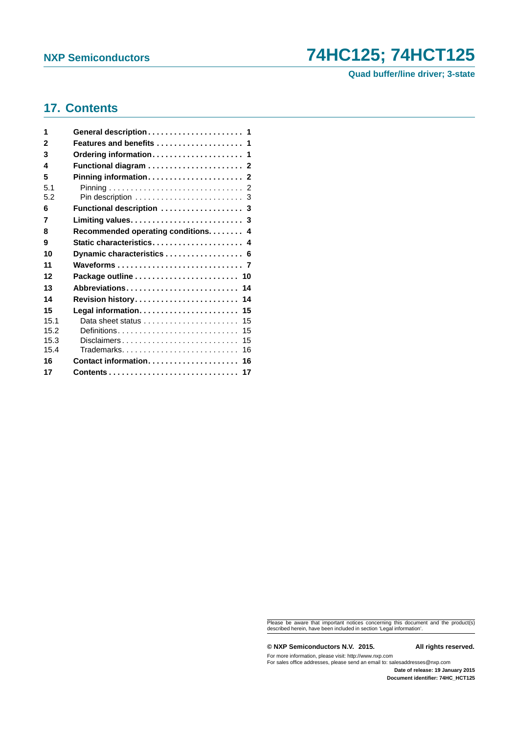## 17. Contents

| | | |
|---|---|---|
| **1** | **General description** | **1** |
| **2** | **Features and benefits** | **1** |
| **3** | **Ordering information** | **1** |
| **4** | **Functional diagram** | **2** |
| **5** | **Pinning information** | **2** |
| 5.1 | Pinning | 2 |
| 5.2 | Pin description | 3 |
| **6** | **Functional description** | **3** |
| **7** | **Limiting values** | **3** |
| **8** | **Recommended operating conditions** | **4** |
| **9** | **Static characteristics** | **4** |
| **10** | **Dynamic characteristics** | **6** |
| **11** | **Waveforms** | **7** |
| **12** | **Package outline** | **10** |
| **13** | **Abbreviations** | **14** |
| **14** | **Revision history** | **14** |
| **15** | **Legal information** | **15** |
| 15.1 | Data sheet status | 15 |
| 15.2 | Definitions | 15 |
| 15.3 | Disclaimers | 15 |
| 15.4 | Trademarks | 16 |
| **16** | **Contact information** | **16** |
| **17** | **Contents** | **17** |

Please be aware that important notices concerning this document and the product(s) described herein, have been included in section 'Legal information'.

**© NXP Semiconductors N.V. 2015. All rights reserved.**

For more information, please visit: http://www.nxp.com
For sales office addresses, please send an email to: salesaddresses@nxp.com

**Date of release: 19 January 2015**
**Document identifier: 74HC_HCT125**